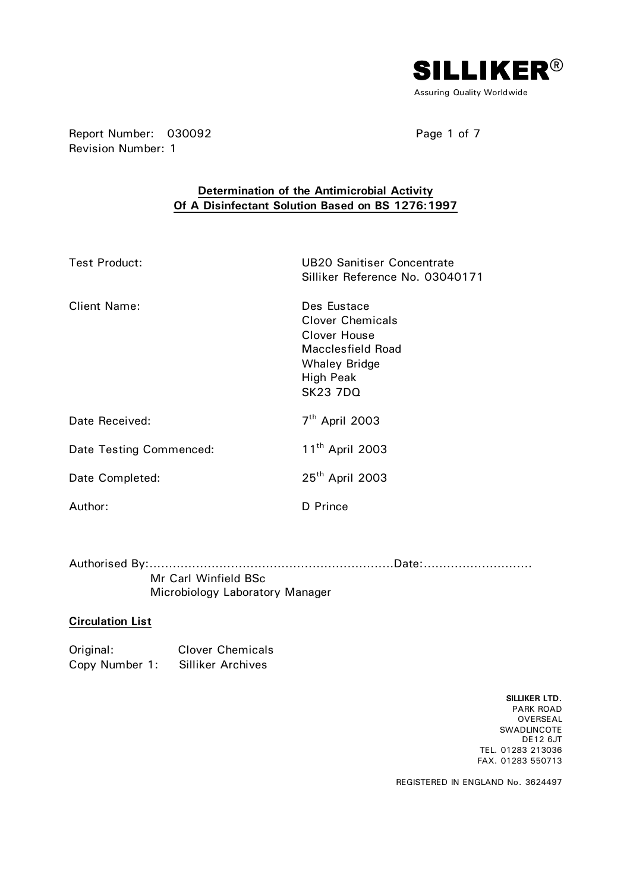**SILLIKER**®

Assuring Quality Worldwide

Report Number: 030092
Revision Number: 1

## Determination of the Antimicrobial Activity Of A Disinfectant Solution Based on BS 1276:1997

| | |
|---|---|
| Test Product: | UB20 Sanitiser Concentrate<br>Silliker Reference No. 03040171 |
| Client Name: | Des Eustace<br>Clover Chemicals<br>Clover House<br>Macclesfield Road<br>Whaley Bridge<br>High Peak<br>SK23 7DQ |
| Date Received: | 7th April 2003 |
| Date Testing Commenced: | 11th April 2003 |
| Date Completed: | 25th April 2003 |
| Author: | D Prince |

Authorised By:...............................................................Date:............................

Mr Carl Winfield BSc
Microbiology Laboratory Manager

**Circulation List**

Original: Clover Chemicals
Copy Number 1: Silliker Archives

**SILLIKER LTD.**
PARK ROAD
OVERSEAL
SWADLINCOTE
DE12 6JT
TEL. 01283 213036
FAX. 01283 550713

REGISTERED IN ENGLAND No. 3624497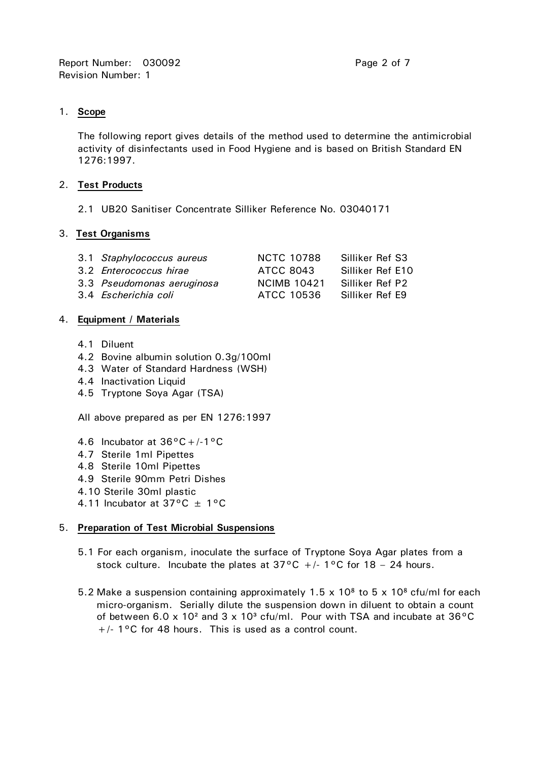Report Number: 030092
Revision Number: 1

## 1. Scope

The following report gives details of the method used to determine the antimicrobial activity of disinfectants used in Food Hygiene and is based on British Standard EN 1276:1997.

## 2. Test Products

2.1 UB20 Sanitiser Concentrate Silliker Reference No. 03040171

## 3. Test Organisms

| | | |
|---|---|---|
| 3.1 *Staphylococcus aureus* | NCTC 10788 | Silliker Ref S3 |
| 3.2 *Enterococcus hirae* | ATCC 8043 | Silliker Ref E10 |
| 3.3 *Pseudomonas aeruginosa* | NCIMB 10421 | Silliker Ref P2 |
| 3.4 *Escherichia coli* | ATCC 10536 | Silliker Ref E9 |

## 4. Equipment / Materials

4.1 Diluent
4.2 Bovine albumin solution 0.3g/100ml
4.3 Water of Standard Hardness (WSH)
4.4 Inactivation Liquid
4.5 Tryptone Soya Agar (TSA)

All above prepared as per EN 1276:1997

4.6 Incubator at 36°C+/-1°C
4.7 Sterile 1ml Pipettes
4.8 Sterile 10ml Pipettes
4.9 Sterile 90mm Petri Dishes
4.10 Sterile 30ml plastic
4.11 Incubator at 37°C ± 1°C

## 5. Preparation of Test Microbial Suspensions

5.1 For each organism, inoculate the surface of Tryptone Soya Agar plates from a stock culture. Incubate the plates at 37°C +/- 1°C for 18 – 24 hours.

5.2 Make a suspension containing approximately $1.5 \times 10^8$ to $5 \times 10^8$ cfu/ml for each micro-organism. Serially dilute the suspension down in diluent to obtain a count of between $6.0 \times 10^2$ and $3 \times 10^3$ cfu/ml. Pour with TSA and incubate at 36°C +/- 1°C for 48 hours. This is used as a control count.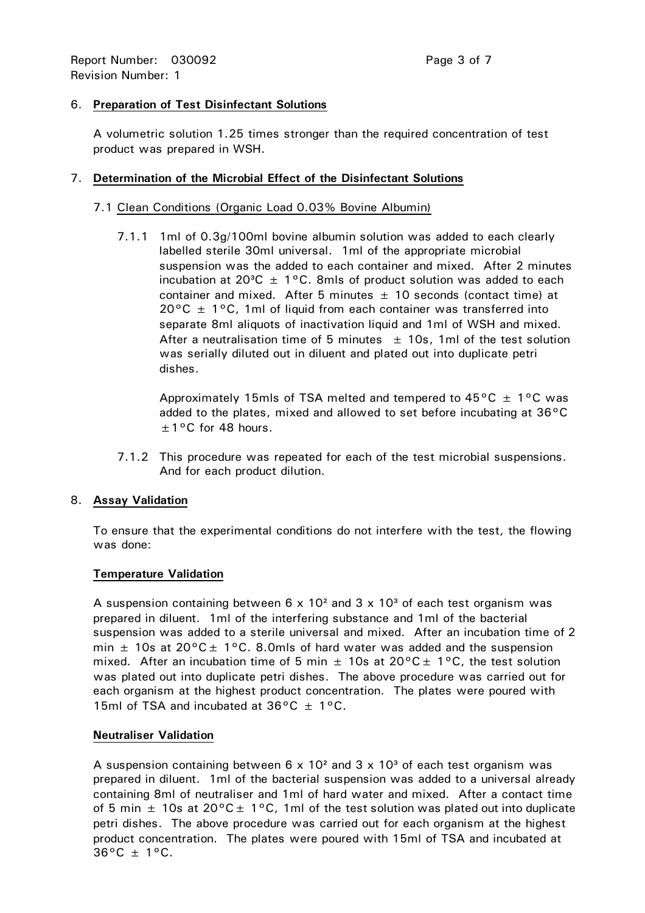## 6. **Preparation of Test Disinfectant Solutions**

A volumetric solution 1.25 times stronger than the required concentration of test product was prepared in WSH.

## 7. **Determination of the Microbial Effect of the Disinfectant Solutions**

### 7.1 Clean Conditions (Organic Load 0.03% Bovine Albumin)

7.1.1 1ml of 0.3g/100ml bovine albumin solution was added to each clearly labelled sterile 30ml universal. 1ml of the appropriate microbial suspension was the added to each container and mixed. After 2 minutes incubation at 20³C ± 1°C. 8mls of product solution was added to each container and mixed. After 5 minutes ± 10 seconds (contact time) at 20°C ± 1°C, 1ml of liquid from each container was transferred into separate 8ml aliquots of inactivation liquid and 1ml of WSH and mixed. After a neutralisation time of 5 minutes ± 10s, 1ml of the test solution was serially diluted out in diluent and plated out into duplicate petri dishes.

Approximately 15mls of TSA melted and tempered to 45°C ± 1°C was added to the plates, mixed and allowed to set before incubating at 36°C ±1°C for 48 hours.

7.1.2 This procedure was repeated for each of the test microbial suspensions. And for each product dilution.

## 8. **Assay Validation**

To ensure that the experimental conditions do not interfere with the test, the flowing was done:

**Temperature Validation**

A suspension containing between $6 \times 10^2$ and $3 \times 10^3$ of each test organism was prepared in diluent. 1ml of the interfering substance and 1ml of the bacterial suspension was added to a sterile universal and mixed. After an incubation time of 2 min ± 10s at 20°C ± 1°C. 8.0mls of hard water was added and the suspension mixed. After an incubation time of 5 min ± 10s at 20°C ± 1°C, the test solution was plated out into duplicate petri dishes. The above procedure was carried out for each organism at the highest product concentration. The plates were poured with 15ml of TSA and incubated at 36°C ± 1°C.

**Neutraliser Validation**

A suspension containing between $6 \times 10^2$ and $3 \times 10^3$ of each test organism was prepared in diluent. 1ml of the bacterial suspension was added to a universal already containing 8ml of neutraliser and 1ml of hard water and mixed. After a contact time of 5 min ± 10s at 20°C ± 1°C, 1ml of the test solution was plated out into duplicate petri dishes. The above procedure was carried out for each organism at the highest product concentration. The plates were poured with 15ml of TSA and incubated at 36°C ± 1°C.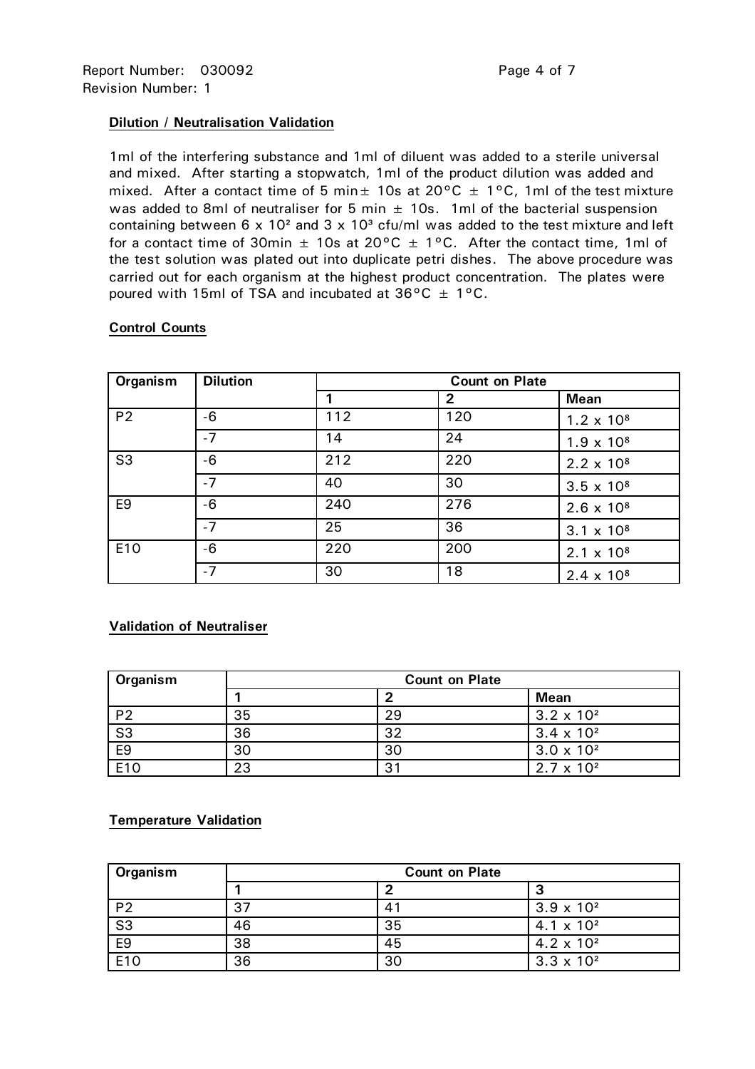Report Number: 030092

Revision Number: 1

**Dilution / Neutralisation Validation**

1ml of the interfering substance and 1ml of diluent was added to a sterile universal and mixed. After starting a stopwatch, 1ml of the product dilution was added and mixed. After a contact time of 5 min ± 10s at 20°C ± 1°C, 1ml of the test mixture was added to 8ml of neutraliser for 5 min ± 10s. 1ml of the bacterial suspension containing between $6 \times 10^2$ and $3 \times 10^3$ cfu/ml was added to the test mixture and left for a contact time of 30min ± 10s at 20°C ± 1°C. After the contact time, 1ml of the test solution was plated out into duplicate petri dishes. The above procedure was carried out for each organism at the highest product concentration. The plates were poured with 15ml of TSA and incubated at 36°C ± 1°C.

**Control Counts**

| Organism | Dilution | Count on Plate | | |
|---|---|---|---|---|
| | | 1 | 2 | Mean |
| P2 | -6 | 112 | 120 | $1.2 \times 10^8$ |
| | -7 | 14 | 24 | $1.9 \times 10^8$ |
| S3 | -6 | 212 | 220 | $2.2 \times 10^8$ |
| | -7 | 40 | 30 | $3.5 \times 10^8$ |
| E9 | -6 | 240 | 276 | $2.6 \times 10^8$ |
| | -7 | 25 | 36 | $3.1 \times 10^8$ |
| E10 | -6 | 220 | 200 | $2.1 \times 10^8$ |
| | -7 | 30 | 18 | $2.4 \times 10^8$ |

**Validation of Neutraliser**

| Organism | Count on Plate | | |
|---|---|---|---|
| | 1 | 2 | Mean |
| P2 | 35 | 29 | $3.2 \times 10^2$ |
| S3 | 36 | 32 | $3.4 \times 10^2$ |
| E9 | 30 | 30 | $3.0 \times 10^2$ |
| E10 | 23 | 31 | $2.7 \times 10^2$ |

**Temperature Validation**

| Organism | Count on Plate | | |
|---|---|---|---|
| | 1 | 2 | 3 |
| P2 | 37 | 41 | $3.9 \times 10^2$ |
| S3 | 46 | 35 | $4.1 \times 10^2$ |
| E9 | 38 | 45 | $4.2 \times 10^2$ |
| E10 | 36 | 30 | $3.3 \times 10^2$ |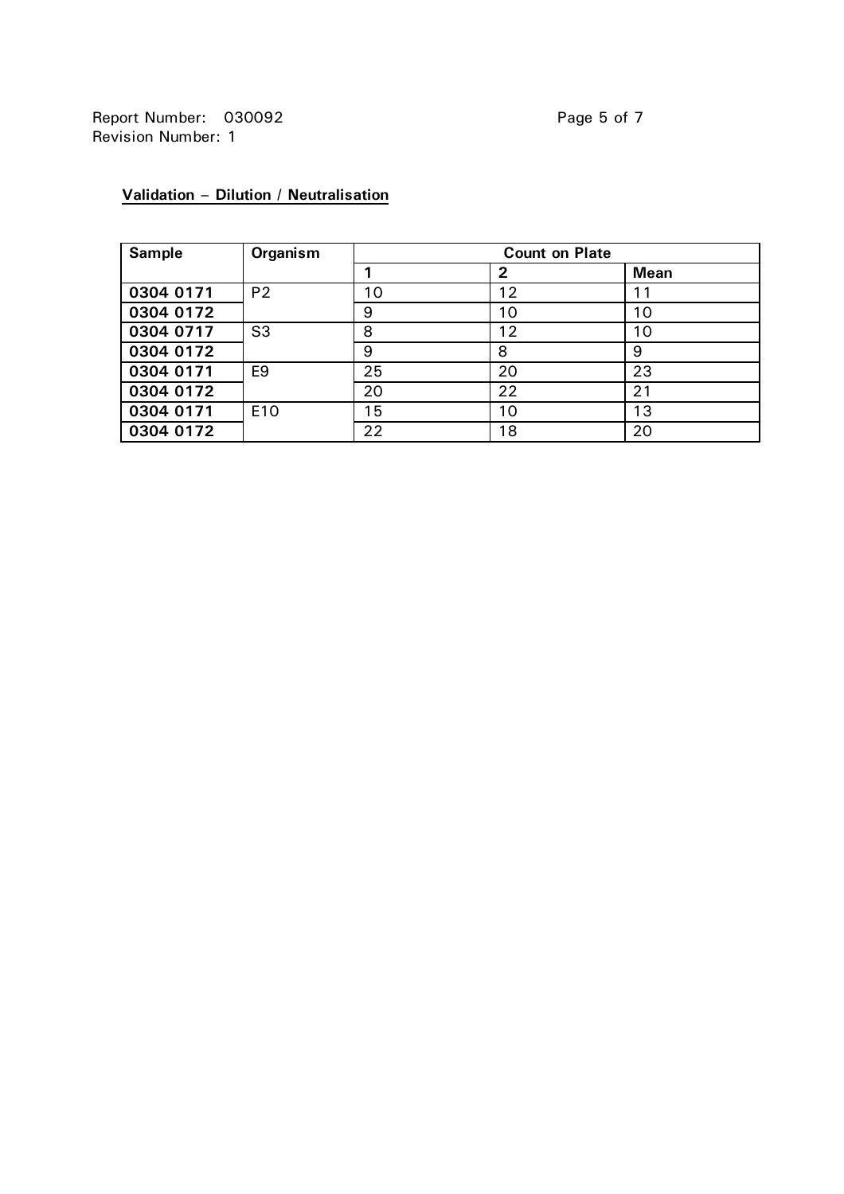**Validation – Dilution / Neutralisation**

| Sample | Organism | Count on Plate | | |
|---|---|---|---|---|
| | | 1 | 2 | Mean |
| **0304 0171** | P2 | 10 | 12 | 11 |
| **0304 0172** | | 9 | 10 | 10 |
| **0304 0717** | S3 | 8 | 12 | 10 |
| **0304 0172** | | 9 | 8 | 9 |
| **0304 0171** | E9 | 25 | 20 | 23 |
| **0304 0172** | | 20 | 22 | 21 |
| **0304 0171** | E10 | 15 | 10 | 13 |
| **0304 0172** | | 22 | 18 | 20 |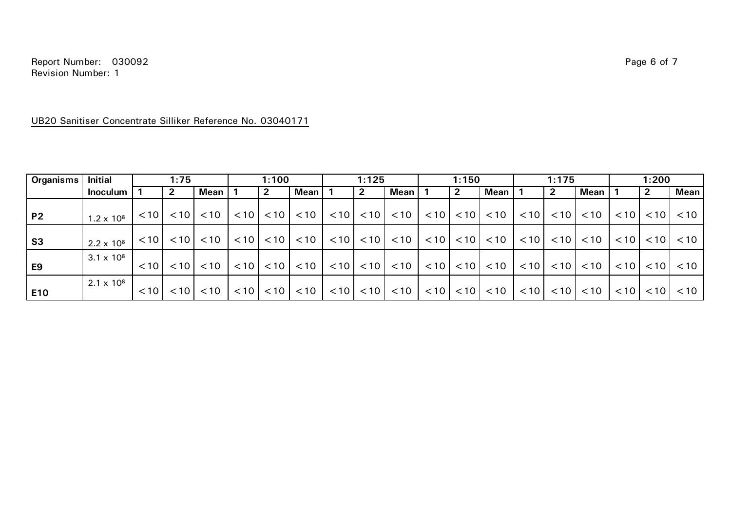UB20 Sanitiser Concentrate Silliker Reference No. 03040171

| Organisms | Initial Inoculum | 1:75 | | | 1:100 | | | 1:125 | | | 1:150 | | | 1:175 | | | 1:200 | | |
|---|---|---|---|---|---|---|---|---|---|---|---|---|---|---|---|---|---|---|---|
| | | 1 | 2 | Mean | 1 | 2 | Mean | 1 | 2 | Mean | 1 | 2 | Mean | 1 | 2 | Mean | 1 | 2 | Mean |
| **P2** | $1.2 \times 10^8$ | <10 | <10 | <10 | <10 | <10 | <10 | <10 | <10 | <10 | <10 | <10 | <10 | <10 | <10 | <10 | <10 | <10 | <10 |
| **S3** | $2.2 \times 10^8$ | <10 | <10 | <10 | <10 | <10 | <10 | <10 | <10 | <10 | <10 | <10 | <10 | <10 | <10 | <10 | <10 | <10 | <10 |
| **E9** | $3.1 \times 10^8$ | <10 | <10 | <10 | <10 | <10 | <10 | <10 | <10 | <10 | <10 | <10 | <10 | <10 | <10 | <10 | <10 | <10 | <10 |
| **E10** | $2.1 \times 10^8$ | <10 | <10 | <10 | <10 | <10 | <10 | <10 | <10 | <10 | <10 | <10 | <10 | <10 | <10 | <10 | <10 | <10 | <10 |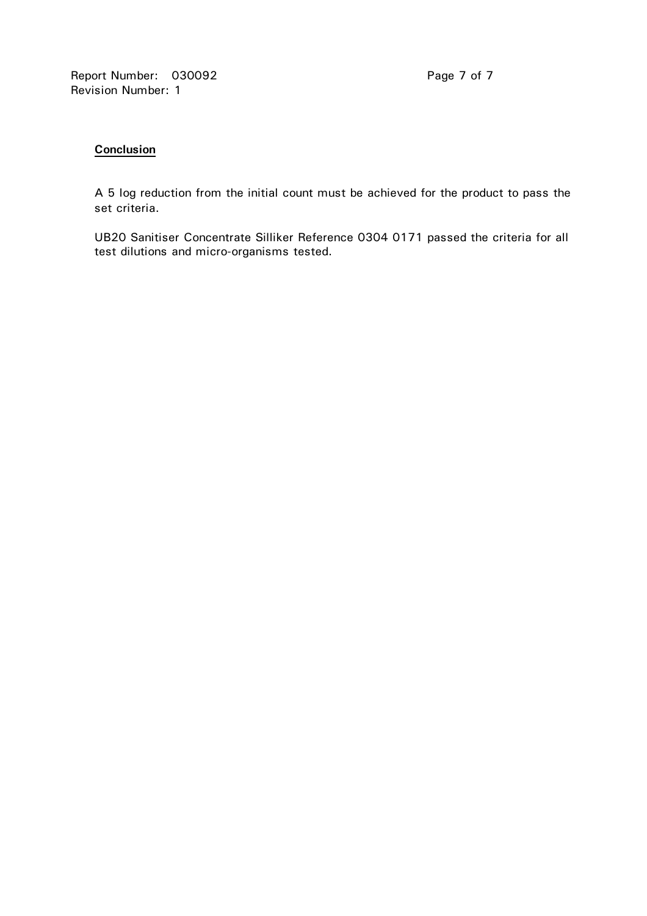## Conclusion

A 5 log reduction from the initial count must be achieved for the product to pass the set criteria.

UB20 Sanitiser Concentrate Silliker Reference 0304 0171 passed the criteria for all test dilutions and micro-organisms tested.